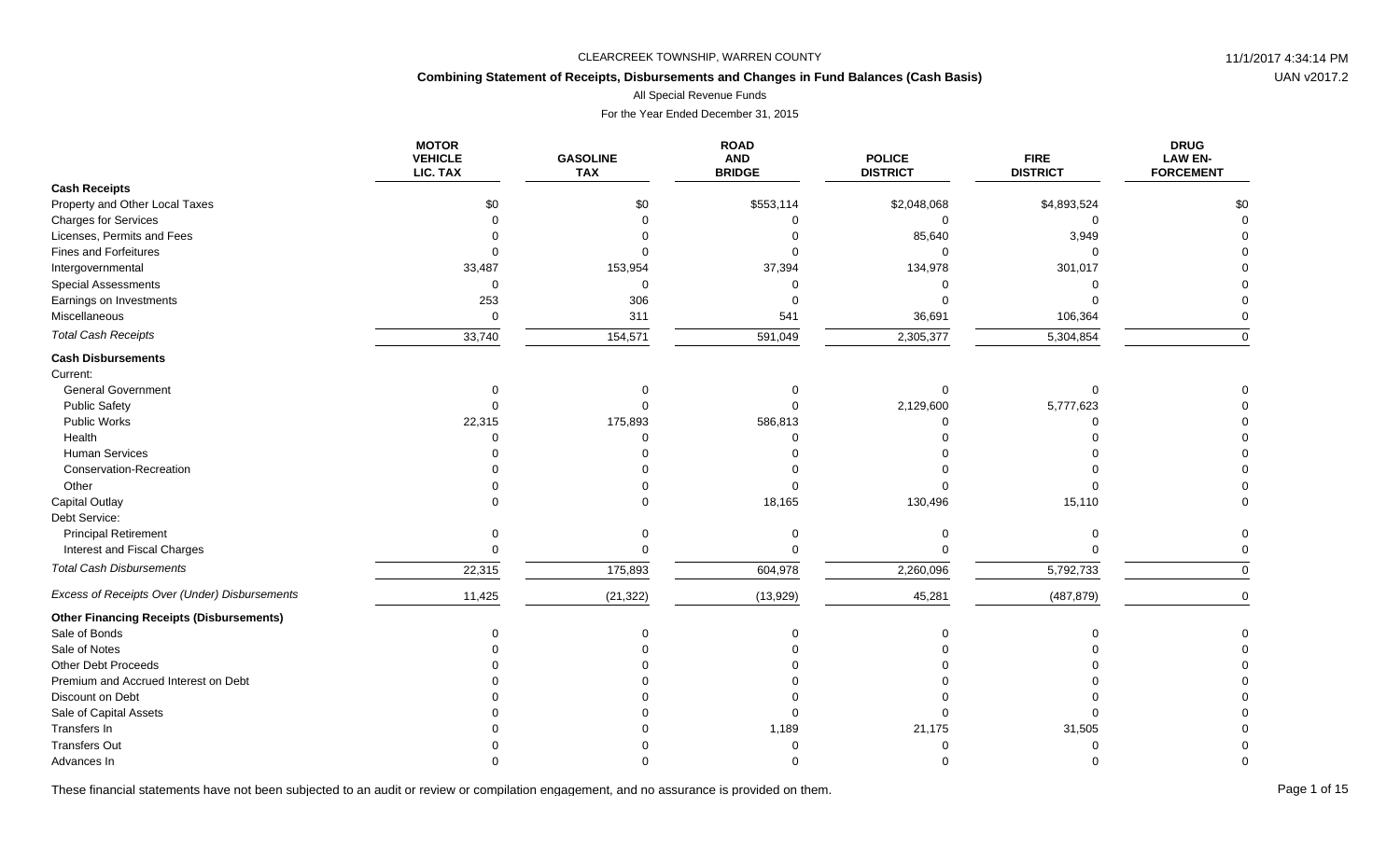CLEARCREEK TOWNSHIP, WARREN COUNTY

**Combining Statement of Receipts, Disbursements and Changes in Fund Balances (Cash Basis)**

All Special Revenue Funds

For the Year Ended December 31, 2015

| | MOTOR VEHICLE LIC. TAX | GASOLINE TAX | ROAD AND BRIDGE | POLICE DISTRICT | FIRE DISTRICT | DRUG LAW EN-FORCEMENT |
|---|---|---|---|---|---|---|
| **Cash Receipts** | | | | | | |
| Property and Other Local Taxes | $0 | $0 | $553,114 | $2,048,068 | $4,893,524 | $0 |
| Charges for Services | 0 | 0 | 0 | 0 | 0 | 0 |
| Licenses, Permits and Fees | 0 | 0 | 0 | 85,640 | 3,949 | 0 |
| Fines and Forfeitures | 0 | 0 | 0 | 0 | 0 | 0 |
| Intergovernmental | 33,487 | 153,954 | 37,394 | 134,978 | 301,017 | 0 |
| Special Assessments | 0 | 0 | 0 | 0 | 0 | 0 |
| Earnings on Investments | 253 | 306 | 0 | 0 | 0 | 0 |
| Miscellaneous | 0 | 311 | 541 | 36,691 | 106,364 | 0 |
| *Total Cash Receipts* | 33,740 | 154,571 | 591,049 | 2,305,377 | 5,304,854 | 0 |
| **Cash Disbursements** | | | | | | |
| Current: | | | | | | |
| General Government | 0 | 0 | 0 | 0 | 0 | 0 |
| Public Safety | 0 | 0 | 0 | 2,129,600 | 5,777,623 | 0 |
| Public Works | 22,315 | 175,893 | 586,813 | 0 | 0 | 0 |
| Health | 0 | 0 | 0 | 0 | 0 | 0 |
| Human Services | 0 | 0 | 0 | 0 | 0 | 0 |
| Conservation-Recreation | 0 | 0 | 0 | 0 | 0 | 0 |
| Other | 0 | 0 | 0 | 0 | 0 | 0 |
| Capital Outlay | 0 | 0 | 18,165 | 130,496 | 15,110 | 0 |
| Debt Service: | | | | | | |
| Principal Retirement | 0 | 0 | 0 | 0 | 0 | 0 |
| Interest and Fiscal Charges | 0 | 0 | 0 | 0 | 0 | 0 |
| *Total Cash Disbursements* | 22,315 | 175,893 | 604,978 | 2,260,096 | 5,792,733 | 0 |
| *Excess of Receipts Over (Under) Disbursements* | 11,425 | (21,322) | (13,929) | 45,281 | (487,879) | 0 |
| **Other Financing Receipts (Disbursements)** | | | | | | |
| Sale of Bonds | 0 | 0 | 0 | 0 | 0 | 0 |
| Sale of Notes | 0 | 0 | 0 | 0 | 0 | 0 |
| Other Debt Proceeds | 0 | 0 | 0 | 0 | 0 | 0 |
| Premium and Accrued Interest on Debt | 0 | 0 | 0 | 0 | 0 | 0 |
| Discount on Debt | 0 | 0 | 0 | 0 | 0 | 0 |
| Sale of Capital Assets | 0 | 0 | 0 | 0 | 0 | 0 |
| Transfers In | 0 | 0 | 1,189 | 21,175 | 31,505 | 0 |
| Transfers Out | 0 | 0 | 0 | 0 | 0 | 0 |
| Advances In | 0 | 0 | 0 | 0 | 0 | 0 |

These financial statements have not been subjected to an audit or review or compilation engagement, and no assurance is provided on them.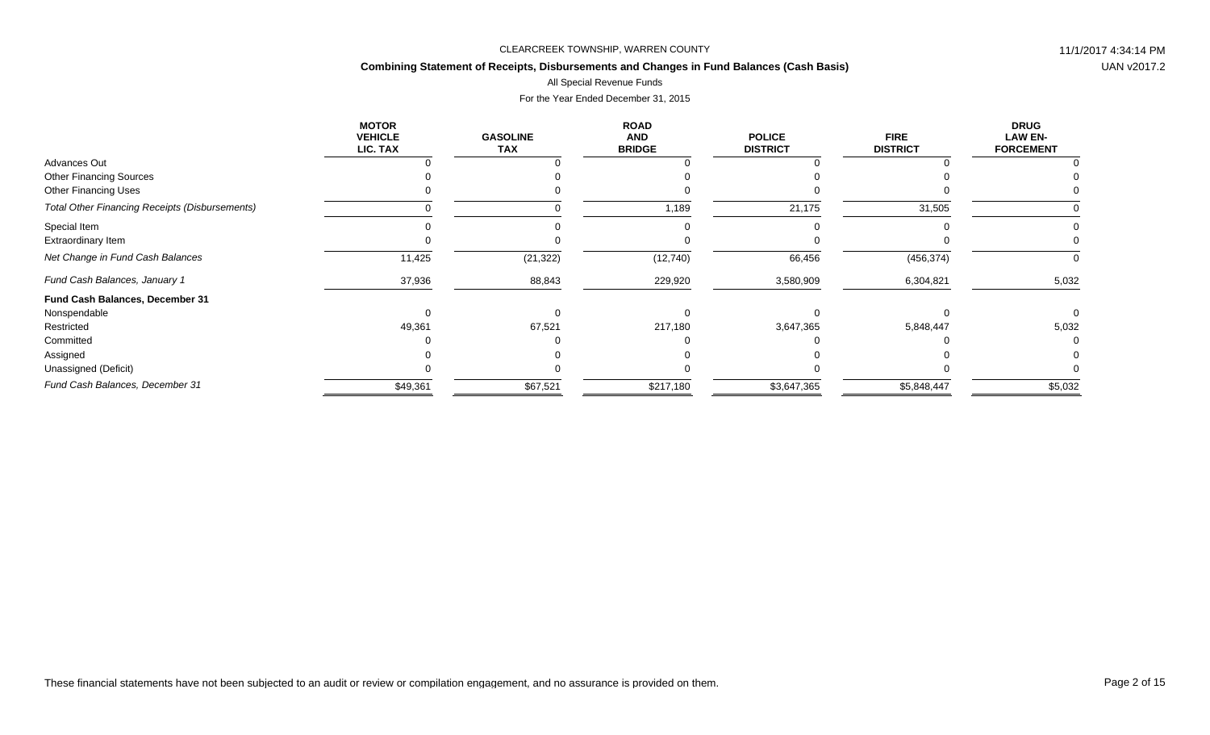CLEARCREEK TOWNSHIP, WARREN COUNTY

**Combining Statement of Receipts, Disbursements and Changes in Fund Balances (Cash Basis)**

All Special Revenue Funds

For the Year Ended December 31, 2015

| | MOTOR VEHICLE LIC. TAX | GASOLINE TAX | ROAD AND BRIDGE | POLICE DISTRICT | FIRE DISTRICT | DRUG LAW EN-FORCEMENT |
|---|---|---|---|---|---|---|
| Advances Out | 0 | 0 | 0 | 0 | 0 | 0 |
| Other Financing Sources | 0 | 0 | 0 | 0 | 0 | 0 |
| Other Financing Uses | 0 | 0 | 0 | 0 | 0 | 0 |
| *Total Other Financing Receipts (Disbursements)* | 0 | 0 | 1,189 | 21,175 | 31,505 | 0 |
| Special Item | 0 | 0 | 0 | 0 | 0 | 0 |
| Extraordinary Item | 0 | 0 | 0 | 0 | 0 | 0 |
| *Net Change in Fund Cash Balances* | 11,425 | (21,322) | (12,740) | 66,456 | (456,374) | 0 |
| *Fund Cash Balances, January 1* | 37,936 | 88,843 | 229,920 | 3,580,909 | 6,304,821 | 5,032 |
| **Fund Cash Balances, December 31** | | | | | | |
| Nonspendable | 0 | 0 | 0 | 0 | 0 | 0 |
| Restricted | 49,361 | 67,521 | 217,180 | 3,647,365 | 5,848,447 | 5,032 |
| Committed | 0 | 0 | 0 | 0 | 0 | 0 |
| Assigned | 0 | 0 | 0 | 0 | 0 | 0 |
| Unassigned (Deficit) | 0 | 0 | 0 | 0 | 0 | 0 |
| *Fund Cash Balances, December 31* | $49,361 | $67,521 | $217,180 | $3,647,365 | $5,848,447 | $5,032 |

These financial statements have not been subjected to an audit or review or compilation engagement, and no assurance is provided on them.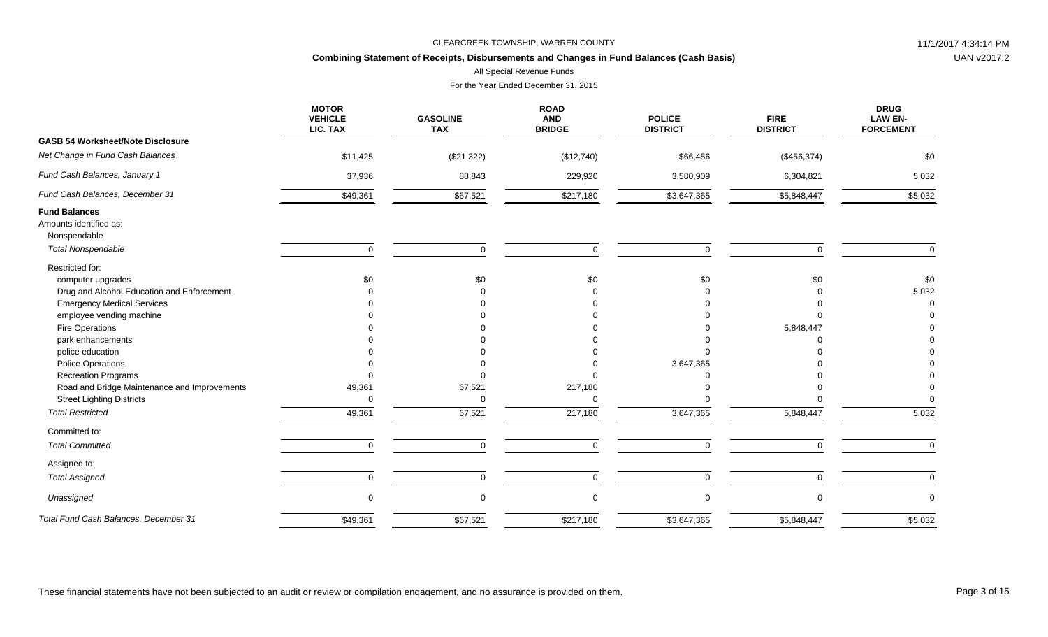CLEARCREEK TOWNSHIP, WARREN COUNTY

**Combining Statement of Receipts, Disbursements and Changes in Fund Balances (Cash Basis)**

All Special Revenue Funds

For the Year Ended December 31, 2015

| | MOTOR VEHICLE LIC. TAX | GASOLINE TAX | ROAD AND BRIDGE | POLICE DISTRICT | FIRE DISTRICT | DRUG LAW EN-FORCEMENT |
|---|---|---|---|---|---|---|
| **GASB 54 Worksheet/Note Disclosure** | | | | | | |
| *Net Change in Fund Cash Balances* | $11,425 | ($21,322) | ($12,740) | $66,456 | ($456,374) | $0 |
| *Fund Cash Balances, January 1* | 37,936 | 88,843 | 229,920 | 3,580,909 | 6,304,821 | 5,032 |
| *Fund Cash Balances, December 31* | $49,361 | $67,521 | $217,180 | $3,647,365 | $5,848,447 | $5,032 |
| **Fund Balances** | | | | | | |
| Amounts identified as: | | | | | | |
| Nonspendable | | | | | | |
| *Total Nonspendable* | 0 | 0 | 0 | 0 | 0 | 0 |
| Restricted for: | | | | | | |
| computer upgrades | $0 | $0 | $0 | $0 | $0 | $0 |
| Drug and Alcohol Education and Enforcement | 0 | 0 | 0 | 0 | 0 | 5,032 |
| Emergency Medical Services | 0 | 0 | 0 | 0 | 0 | 0 |
| employee vending machine | 0 | 0 | 0 | 0 | 0 | 0 |
| Fire Operations | 0 | 0 | 0 | 0 | 5,848,447 | 0 |
| park enhancements | 0 | 0 | 0 | 0 | 0 | 0 |
| police education | 0 | 0 | 0 | 0 | 0 | 0 |
| Police Operations | 0 | 0 | 0 | 3,647,365 | 0 | 0 |
| Recreation Programs | 0 | 0 | 0 | 0 | 0 | 0 |
| Road and Bridge Maintenance and Improvements | 49,361 | 67,521 | 217,180 | 0 | 0 | 0 |
| Street Lighting Districts | 0 | 0 | 0 | 0 | 0 | 0 |
| *Total Restricted* | 49,361 | 67,521 | 217,180 | 3,647,365 | 5,848,447 | 5,032 |
| Committed to: | | | | | | |
| *Total Committed* | 0 | 0 | 0 | 0 | 0 | 0 |
| Assigned to: | | | | | | |
| *Total Assigned* | 0 | 0 | 0 | 0 | 0 | 0 |
| *Unassigned* | 0 | 0 | 0 | 0 | 0 | 0 |
| *Total Fund Cash Balances, December 31* | $49,361 | $67,521 | $217,180 | $3,647,365 | $5,848,447 | $5,032 |

These financial statements have not been subjected to an audit or review or compilation engagement, and no assurance is provided on them.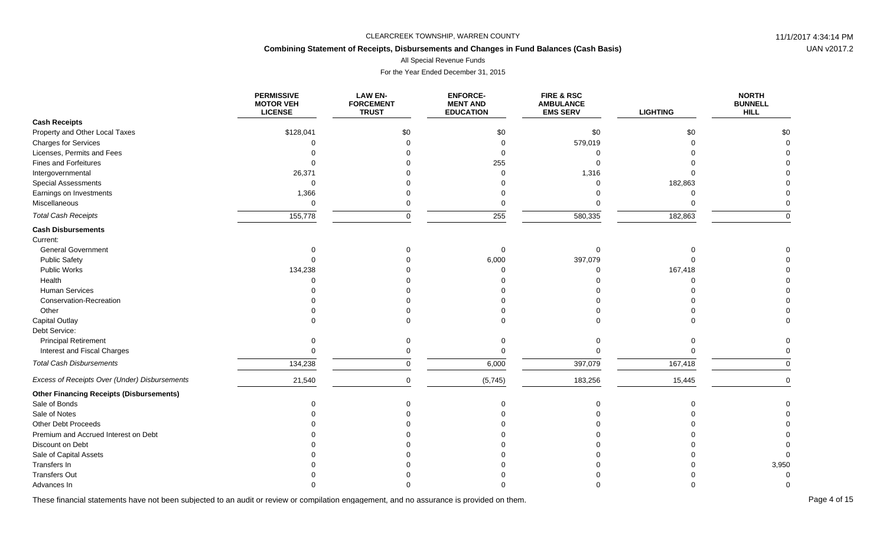CLEARCREEK TOWNSHIP, WARREN COUNTY

**Combining Statement of Receipts, Disbursements and Changes in Fund Balances (Cash Basis)**

All Special Revenue Funds

For the Year Ended December 31, 2015

| | PERMISSIVE MOTOR VEH LICENSE | LAW EN-FORCEMENT TRUST | ENFORCE-MENT AND EDUCATION | FIRE & RSC AMBULANCE EMS SERV | LIGHTING | NORTH BUNNELL HILL |
|---|---|---|---|---|---|---|
| **Cash Receipts** | | | | | | |
| Property and Other Local Taxes | $128,041 | $0 | $0 | $0 | $0 | $0 |
| Charges for Services | 0 | 0 | 0 | 579,019 | 0 | 0 |
| Licenses, Permits and Fees | 0 | 0 | 0 | 0 | 0 | 0 |
| Fines and Forfeitures | 0 | 0 | 255 | 0 | 0 | 0 |
| Intergovernmental | 26,371 | 0 | 0 | 1,316 | 0 | 0 |
| Special Assessments | 0 | 0 | 0 | 0 | 182,863 | 0 |
| Earnings on Investments | 1,366 | 0 | 0 | 0 | 0 | 0 |
| Miscellaneous | 0 | 0 | 0 | 0 | 0 | 0 |
| *Total Cash Receipts* | 155,778 | 0 | 255 | 580,335 | 182,863 | 0 |
| **Cash Disbursements** | | | | | | |
| Current: | | | | | | |
| General Government | 0 | 0 | 0 | 0 | 0 | 0 |
| Public Safety | 0 | 0 | 6,000 | 397,079 | 0 | 0 |
| Public Works | 134,238 | 0 | 0 | 0 | 167,418 | 0 |
| Health | 0 | 0 | 0 | 0 | 0 | 0 |
| Human Services | 0 | 0 | 0 | 0 | 0 | 0 |
| Conservation-Recreation | 0 | 0 | 0 | 0 | 0 | 0 |
| Other | 0 | 0 | 0 | 0 | 0 | 0 |
| Capital Outlay | 0 | 0 | 0 | 0 | 0 | 0 |
| Debt Service: | | | | | | |
| Principal Retirement | 0 | 0 | 0 | 0 | 0 | 0 |
| Interest and Fiscal Charges | 0 | 0 | 0 | 0 | 0 | 0 |
| *Total Cash Disbursements* | 134,238 | 0 | 6,000 | 397,079 | 167,418 | 0 |
| *Excess of Receipts Over (Under) Disbursements* | 21,540 | 0 | (5,745) | 183,256 | 15,445 | 0 |
| **Other Financing Receipts (Disbursements)** | | | | | | |
| Sale of Bonds | 0 | 0 | 0 | 0 | 0 | 0 |
| Sale of Notes | 0 | 0 | 0 | 0 | 0 | 0 |
| Other Debt Proceeds | 0 | 0 | 0 | 0 | 0 | 0 |
| Premium and Accrued Interest on Debt | 0 | 0 | 0 | 0 | 0 | 0 |
| Discount on Debt | 0 | 0 | 0 | 0 | 0 | 0 |
| Sale of Capital Assets | 0 | 0 | 0 | 0 | 0 | 0 |
| Transfers In | 0 | 0 | 0 | 0 | 0 | 3,950 |
| Transfers Out | 0 | 0 | 0 | 0 | 0 | 0 |
| Advances In | 0 | 0 | 0 | 0 | 0 | 0 |

These financial statements have not been subjected to an audit or review or compilation engagement, and no assurance is provided on them.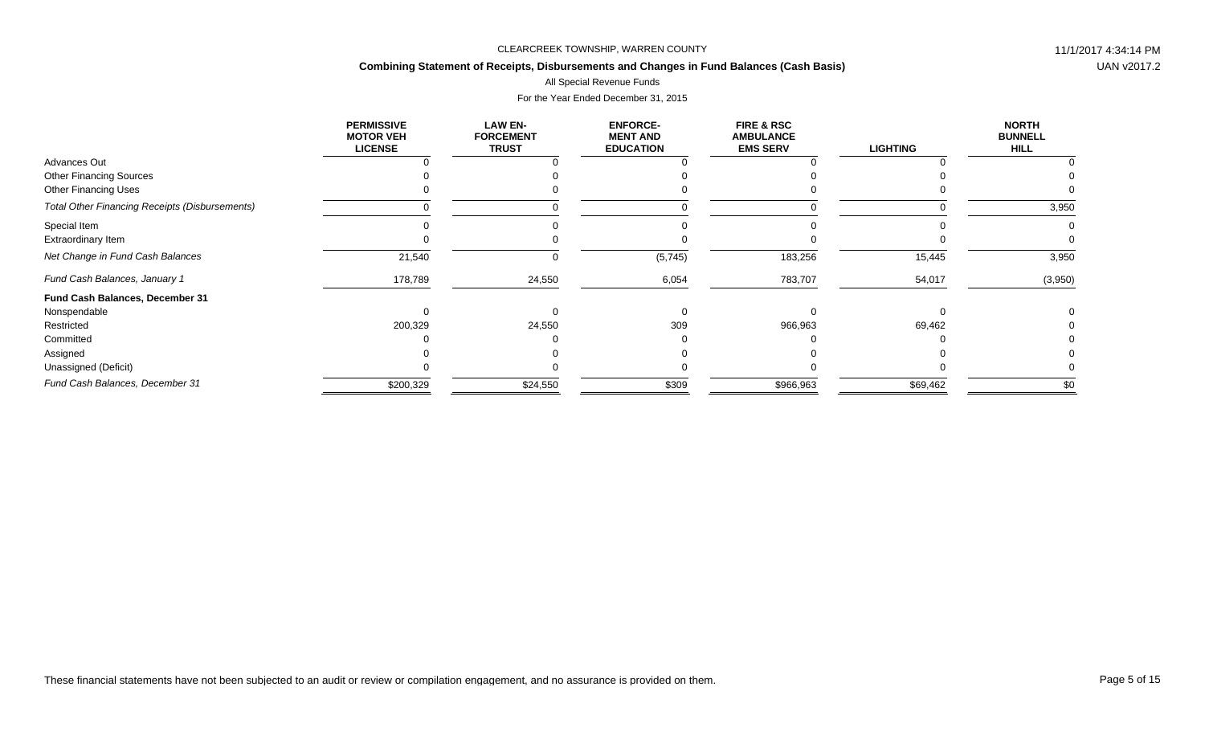CLEARCREEK TOWNSHIP, WARREN COUNTY

**Combining Statement of Receipts, Disbursements and Changes in Fund Balances (Cash Basis)**

All Special Revenue Funds

For the Year Ended December 31, 2015

| | PERMISSIVE MOTOR VEH LICENSE | LAW EN-FORCEMENT TRUST | ENFORCE-MENT AND EDUCATION | FIRE & RSC AMBULANCE EMS SERV | LIGHTING | NORTH BUNNELL HILL |
|---|---|---|---|---|---|---|
| Advances Out | 0 | 0 | 0 | 0 | 0 | 0 |
| Other Financing Sources | 0 | 0 | 0 | 0 | 0 | 0 |
| Other Financing Uses | 0 | 0 | 0 | 0 | 0 | 0 |
| *Total Other Financing Receipts (Disbursements)* | 0 | 0 | 0 | 0 | 0 | 3,950 |
| Special Item | 0 | 0 | 0 | 0 | 0 | 0 |
| Extraordinary Item | 0 | 0 | 0 | 0 | 0 | 0 |
| *Net Change in Fund Cash Balances* | 21,540 | 0 | (5,745) | 183,256 | 15,445 | 3,950 |
| *Fund Cash Balances, January 1* | 178,789 | 24,550 | 6,054 | 783,707 | 54,017 | (3,950) |
| **Fund Cash Balances, December 31** | | | | | | |
| Nonspendable | 0 | 0 | 0 | 0 | 0 | 0 |
| Restricted | 200,329 | 24,550 | 309 | 966,963 | 69,462 | 0 |
| Committed | 0 | 0 | 0 | 0 | 0 | 0 |
| Assigned | 0 | 0 | 0 | 0 | 0 | 0 |
| Unassigned (Deficit) | 0 | 0 | 0 | 0 | 0 | 0 |
| *Fund Cash Balances, December 31* | $200,329 | $24,550 | $309 | $966,963 | $69,462 | $0 |

These financial statements have not been subjected to an audit or review or compilation engagement, and no assurance is provided on them.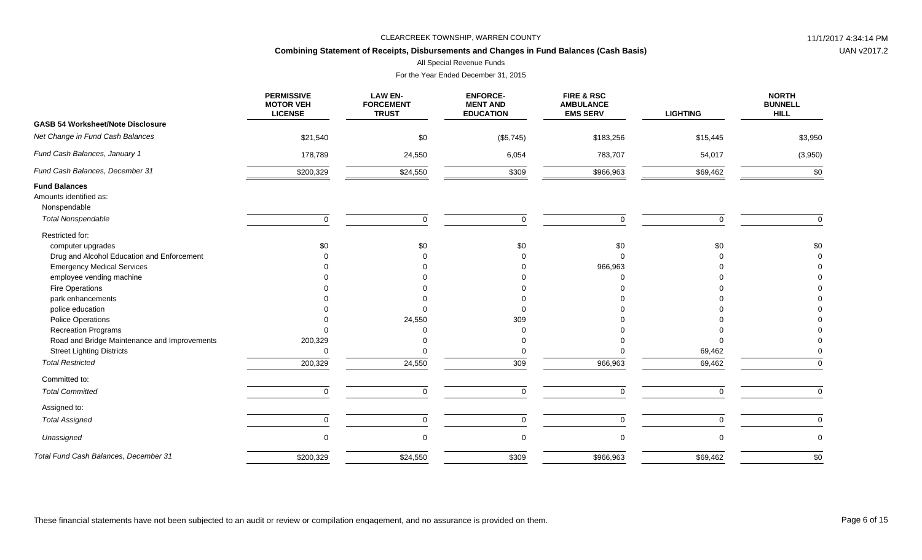CLEARCREEK TOWNSHIP, WARREN COUNTY

**Combining Statement of Receipts, Disbursements and Changes in Fund Balances (Cash Basis)**

All Special Revenue Funds

For the Year Ended December 31, 2015

| | PERMISSIVE MOTOR VEH LICENSE | LAW EN-FORCEMENT TRUST | ENFORCE-MENT AND EDUCATION | FIRE & RSC AMBULANCE EMS SERV | LIGHTING | NORTH BUNNELL HILL |
|---|---|---|---|---|---|---|
| **GASB 54 Worksheet/Note Disclosure** | | | | | | |
| *Net Change in Fund Cash Balances* | $21,540 | $0 | ($5,745) | $183,256 | $15,445 | $3,950 |
| *Fund Cash Balances, January 1* | 178,789 | 24,550 | 6,054 | 783,707 | 54,017 | (3,950) |
| *Fund Cash Balances, December 31* | $200,329 | $24,550 | $309 | $966,963 | $69,462 | $0 |
| **Fund Balances** | | | | | | |
| Amounts identified as: | | | | | | |
| Nonspendable | | | | | | |
| *Total Nonspendable* | 0 | 0 | 0 | 0 | 0 | 0 |
| Restricted for: | | | | | | |
| computer upgrades | $0 | $0 | $0 | $0 | $0 | $0 |
| Drug and Alcohol Education and Enforcement | 0 | 0 | 0 | 0 | 0 | 0 |
| Emergency Medical Services | 0 | 0 | 0 | 966,963 | 0 | 0 |
| employee vending machine | 0 | 0 | 0 | 0 | 0 | 0 |
| Fire Operations | 0 | 0 | 0 | 0 | 0 | 0 |
| park enhancements | 0 | 0 | 0 | 0 | 0 | 0 |
| police education | 0 | 0 | 0 | 0 | 0 | 0 |
| Police Operations | 0 | 24,550 | 309 | 0 | 0 | 0 |
| Recreation Programs | 0 | 0 | 0 | 0 | 0 | 0 |
| Road and Bridge Maintenance and Improvements | 200,329 | 0 | 0 | 0 | 0 | 0 |
| Street Lighting Districts | 0 | 0 | 0 | 0 | 69,462 | 0 |
| *Total Restricted* | 200,329 | 24,550 | 309 | 966,963 | 69,462 | 0 |
| Committed to: | | | | | | |
| *Total Committed* | 0 | 0 | 0 | 0 | 0 | 0 |
| Assigned to: | | | | | | |
| *Total Assigned* | 0 | 0 | 0 | 0 | 0 | 0 |
| *Unassigned* | 0 | 0 | 0 | 0 | 0 | 0 |
| *Total Fund Cash Balances, December 31* | $200,329 | $24,550 | $309 | $966,963 | $69,462 | $0 |

These financial statements have not been subjected to an audit or review or compilation engagement, and no assurance is provided on them.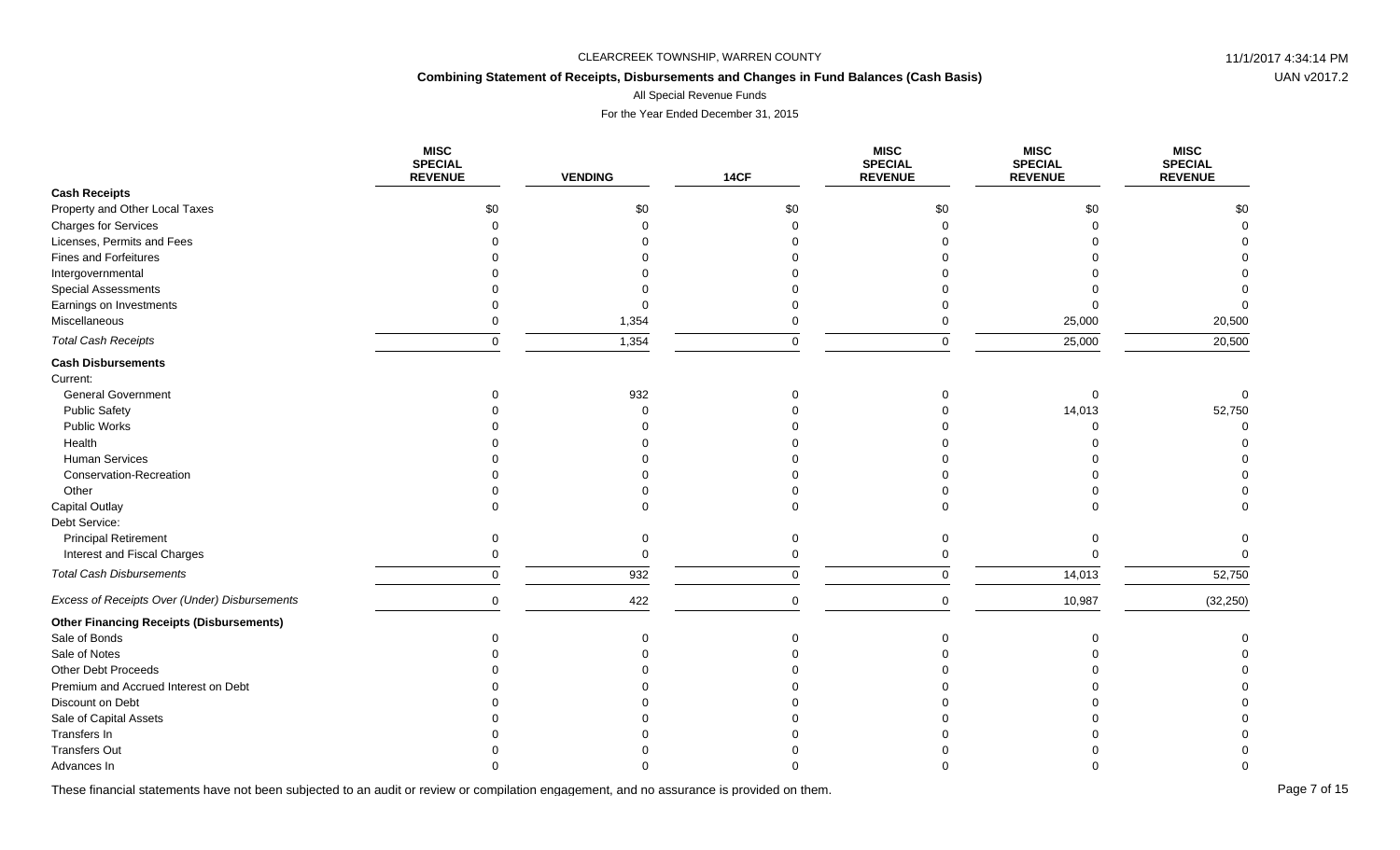CLEARCREEK TOWNSHIP, WARREN COUNTY

**Combining Statement of Receipts, Disbursements and Changes in Fund Balances (Cash Basis)**

All Special Revenue Funds

For the Year Ended December 31, 2015

| | MISC SPECIAL REVENUE | VENDING | 14CF | MISC SPECIAL REVENUE | MISC SPECIAL REVENUE | MISC SPECIAL REVENUE |
|---|---|---|---|---|---|---|
| **Cash Receipts** | | | | | | |
| Property and Other Local Taxes | $0 | $0 | $0 | $0 | $0 | $0 |
| Charges for Services | 0 | 0 | 0 | 0 | 0 | 0 |
| Licenses, Permits and Fees | 0 | 0 | 0 | 0 | 0 | 0 |
| Fines and Forfeitures | 0 | 0 | 0 | 0 | 0 | 0 |
| Intergovernmental | 0 | 0 | 0 | 0 | 0 | 0 |
| Special Assessments | 0 | 0 | 0 | 0 | 0 | 0 |
| Earnings on Investments | 0 | 0 | 0 | 0 | 0 | 0 |
| Miscellaneous | 0 | 1,354 | 0 | 0 | 25,000 | 20,500 |
| *Total Cash Receipts* | 0 | 1,354 | 0 | 0 | 25,000 | 20,500 |
| **Cash Disbursements** | | | | | | |
| Current: | | | | | | |
| General Government | 0 | 932 | 0 | 0 | 0 | 0 |
| Public Safety | 0 | 0 | 0 | 0 | 14,013 | 52,750 |
| Public Works | 0 | 0 | 0 | 0 | 0 | 0 |
| Health | 0 | 0 | 0 | 0 | 0 | 0 |
| Human Services | 0 | 0 | 0 | 0 | 0 | 0 |
| Conservation-Recreation | 0 | 0 | 0 | 0 | 0 | 0 |
| Other | 0 | 0 | 0 | 0 | 0 | 0 |
| Capital Outlay | 0 | 0 | 0 | 0 | 0 | 0 |
| Debt Service: | | | | | | |
| Principal Retirement | 0 | 0 | 0 | 0 | 0 | 0 |
| Interest and Fiscal Charges | 0 | 0 | 0 | 0 | 0 | 0 |
| *Total Cash Disbursements* | 0 | 932 | 0 | 0 | 14,013 | 52,750 |
| *Excess of Receipts Over (Under) Disbursements* | 0 | 422 | 0 | 0 | 10,987 | (32,250) |
| **Other Financing Receipts (Disbursements)** | | | | | | |
| Sale of Bonds | 0 | 0 | 0 | 0 | 0 | 0 |
| Sale of Notes | 0 | 0 | 0 | 0 | 0 | 0 |
| Other Debt Proceeds | 0 | 0 | 0 | 0 | 0 | 0 |
| Premium and Accrued Interest on Debt | 0 | 0 | 0 | 0 | 0 | 0 |
| Discount on Debt | 0 | 0 | 0 | 0 | 0 | 0 |
| Sale of Capital Assets | 0 | 0 | 0 | 0 | 0 | 0 |
| Transfers In | 0 | 0 | 0 | 0 | 0 | 0 |
| Transfers Out | 0 | 0 | 0 | 0 | 0 | 0 |
| Advances In | 0 | 0 | 0 | 0 | 0 | 0 |

These financial statements have not been subjected to an audit or review or compilation engagement, and no assurance is provided on them.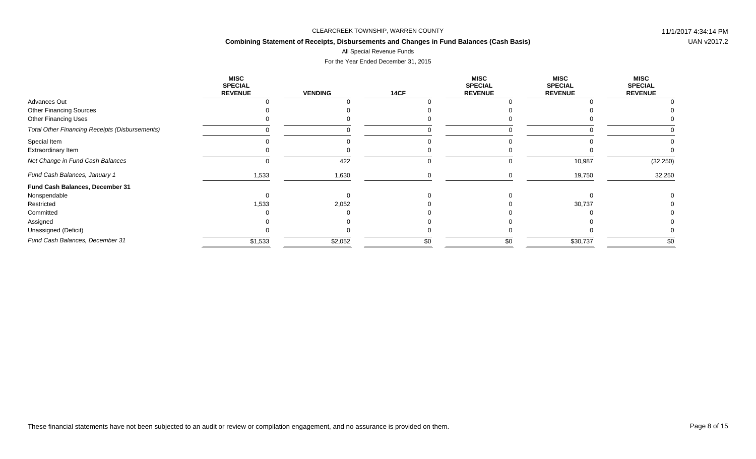CLEARCREEK TOWNSHIP, WARREN COUNTY

**Combining Statement of Receipts, Disbursements and Changes in Fund Balances (Cash Basis)**

All Special Revenue Funds

For the Year Ended December 31, 2015

| | MISC SPECIAL REVENUE | VENDING | 14CF | MISC SPECIAL REVENUE | MISC SPECIAL REVENUE | MISC SPECIAL REVENUE |
|---|---|---|---|---|---|---|
| Advances Out | 0 | 0 | 0 | 0 | 0 | 0 |
| Other Financing Sources | 0 | 0 | 0 | 0 | 0 | 0 |
| Other Financing Uses | 0 | 0 | 0 | 0 | 0 | 0 |
| *Total Other Financing Receipts (Disbursements)* | 0 | 0 | 0 | 0 | 0 | 0 |
| Special Item | 0 | 0 | 0 | 0 | 0 | 0 |
| Extraordinary Item | 0 | 0 | 0 | 0 | 0 | 0 |
| *Net Change in Fund Cash Balances* | 0 | 422 | 0 | 0 | 10,987 | (32,250) |
| *Fund Cash Balances, January 1* | 1,533 | 1,630 | 0 | 0 | 19,750 | 32,250 |
| **Fund Cash Balances, December 31** | | | | | | |
| Nonspendable | 0 | 0 | 0 | 0 | 0 | 0 |
| Restricted | 1,533 | 2,052 | 0 | 0 | 30,737 | 0 |
| Committed | 0 | 0 | 0 | 0 | 0 | 0 |
| Assigned | 0 | 0 | 0 | 0 | 0 | 0 |
| Unassigned (Deficit) | 0 | 0 | 0 | 0 | 0 | 0 |
| *Fund Cash Balances, December 31* | $1,533 | $2,052 | $0 | $0 | $30,737 | $0 |

These financial statements have not been subjected to an audit or review or compilation engagement, and no assurance is provided on them.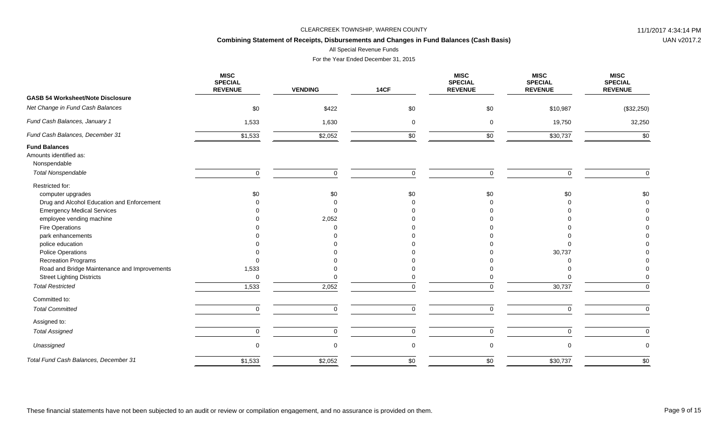CLEARCREEK TOWNSHIP, WARREN COUNTY

**Combining Statement of Receipts, Disbursements and Changes in Fund Balances (Cash Basis)**

All Special Revenue Funds

For the Year Ended December 31, 2015

| | MISC SPECIAL REVENUE | VENDING | 14CF | MISC SPECIAL REVENUE | MISC SPECIAL REVENUE | MISC SPECIAL REVENUE |
|---|---|---|---|---|---|---|
| **GASB 54 Worksheet/Note Disclosure** | | | | | | |
| *Net Change in Fund Cash Balances* | $0 | $422 | $0 | $0 | $10,987 | ($32,250) |
| *Fund Cash Balances, January 1* | 1,533 | 1,630 | 0 | 0 | 19,750 | 32,250 |
| *Fund Cash Balances, December 31* | $1,533 | $2,052 | $0 | $0 | $30,737 | $0 |
| **Fund Balances** | | | | | | |
| Amounts identified as: | | | | | | |
| Nonspendable | | | | | | |
| *Total Nonspendable* | 0 | 0 | 0 | 0 | 0 | 0 |
| Restricted for: | | | | | | |
| computer upgrades | $0 | $0 | $0 | $0 | $0 | $0 |
| Drug and Alcohol Education and Enforcement | 0 | 0 | 0 | 0 | 0 | 0 |
| Emergency Medical Services | 0 | 0 | 0 | 0 | 0 | 0 |
| employee vending machine | 0 | 2,052 | 0 | 0 | 0 | 0 |
| Fire Operations | 0 | 0 | 0 | 0 | 0 | 0 |
| park enhancements | 0 | 0 | 0 | 0 | 0 | 0 |
| police education | 0 | 0 | 0 | 0 | 0 | 0 |
| Police Operations | 0 | 0 | 0 | 0 | 30,737 | 0 |
| Recreation Programs | 0 | 0 | 0 | 0 | 0 | 0 |
| Road and Bridge Maintenance and Improvements | 1,533 | 0 | 0 | 0 | 0 | 0 |
| Street Lighting Districts | 0 | 0 | 0 | 0 | 0 | 0 |
| *Total Restricted* | 1,533 | 2,052 | 0 | 0 | 30,737 | 0 |
| Committed to: | | | | | | |
| *Total Committed* | 0 | 0 | 0 | 0 | 0 | 0 |
| Assigned to: | | | | | | |
| *Total Assigned* | 0 | 0 | 0 | 0 | 0 | 0 |
| *Unassigned* | 0 | 0 | 0 | 0 | 0 | 0 |
| *Total Fund Cash Balances, December 31* | $1,533 | $2,052 | $0 | $0 | $30,737 | $0 |

These financial statements have not been subjected to an audit or review or compilation engagement, and no assurance is provided on them.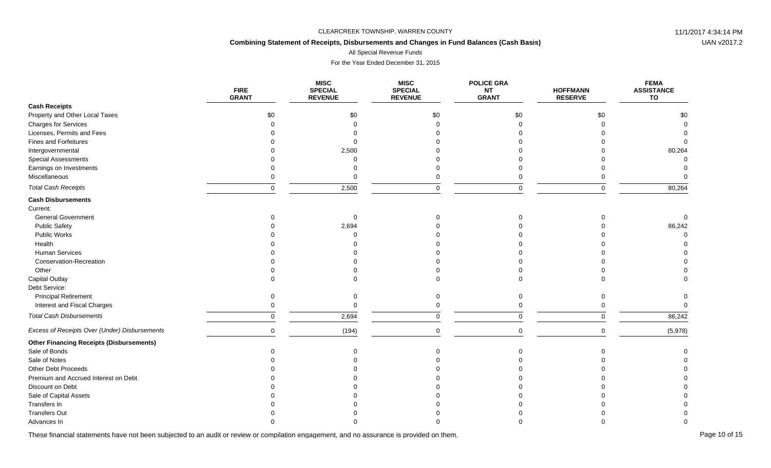CLEARCREEK TOWNSHIP, WARREN COUNTY

**Combining Statement of Receipts, Disbursements and Changes in Fund Balances (Cash Basis)**

All Special Revenue Funds

For the Year Ended December 31, 2015

| | FIRE GRANT | MISC SPECIAL REVENUE | MISC SPECIAL REVENUE | POLICE GRA NT GRANT | HOFFMANN RESERVE | FEMA ASSISTANCE TO |
|---|---|---|---|---|---|---|
| **Cash Receipts** | | | | | | |
| Property and Other Local Taxes | $0 | $0 | $0 | $0 | $0 | $0 |
| Charges for Services | 0 | 0 | 0 | 0 | 0 | 0 |
| Licenses, Permits and Fees | 0 | 0 | 0 | 0 | 0 | 0 |
| Fines and Forfeitures | 0 | 0 | 0 | 0 | 0 | 0 |
| Intergovernmental | 0 | 2,500 | 0 | 0 | 0 | 80,264 |
| Special Assessments | 0 | 0 | 0 | 0 | 0 | 0 |
| Earnings on Investments | 0 | 0 | 0 | 0 | 0 | 0 |
| Miscellaneous | 0 | 0 | 0 | 0 | 0 | 0 |
| *Total Cash Receipts* | 0 | 2,500 | 0 | 0 | 0 | 80,264 |
| **Cash Disbursements** | | | | | | |
| Current: | | | | | | |
| General Government | 0 | 0 | 0 | 0 | 0 | 0 |
| Public Safety | 0 | 2,694 | 0 | 0 | 0 | 86,242 |
| Public Works | 0 | 0 | 0 | 0 | 0 | 0 |
| Health | 0 | 0 | 0 | 0 | 0 | 0 |
| Human Services | 0 | 0 | 0 | 0 | 0 | 0 |
| Conservation-Recreation | 0 | 0 | 0 | 0 | 0 | 0 |
| Other | 0 | 0 | 0 | 0 | 0 | 0 |
| Capital Outlay | 0 | 0 | 0 | 0 | 0 | 0 |
| Debt Service: | | | | | | |
| Principal Retirement | 0 | 0 | 0 | 0 | 0 | 0 |
| Interest and Fiscal Charges | 0 | 0 | 0 | 0 | 0 | 0 |
| *Total Cash Disbursements* | 0 | 2,694 | 0 | 0 | 0 | 86,242 |
| *Excess of Receipts Over (Under) Disbursements* | 0 | (194) | 0 | 0 | 0 | (5,978) |
| **Other Financing Receipts (Disbursements)** | | | | | | |
| Sale of Bonds | 0 | 0 | 0 | 0 | 0 | 0 |
| Sale of Notes | 0 | 0 | 0 | 0 | 0 | 0 |
| Other Debt Proceeds | 0 | 0 | 0 | 0 | 0 | 0 |
| Premium and Accrued Interest on Debt | 0 | 0 | 0 | 0 | 0 | 0 |
| Discount on Debt | 0 | 0 | 0 | 0 | 0 | 0 |
| Sale of Capital Assets | 0 | 0 | 0 | 0 | 0 | 0 |
| Transfers In | 0 | 0 | 0 | 0 | 0 | 0 |
| Transfers Out | 0 | 0 | 0 | 0 | 0 | 0 |
| Advances In | 0 | 0 | 0 | 0 | 0 | 0 |

These financial statements have not been subjected to an audit or review or compilation engagement, and no assurance is provided on them.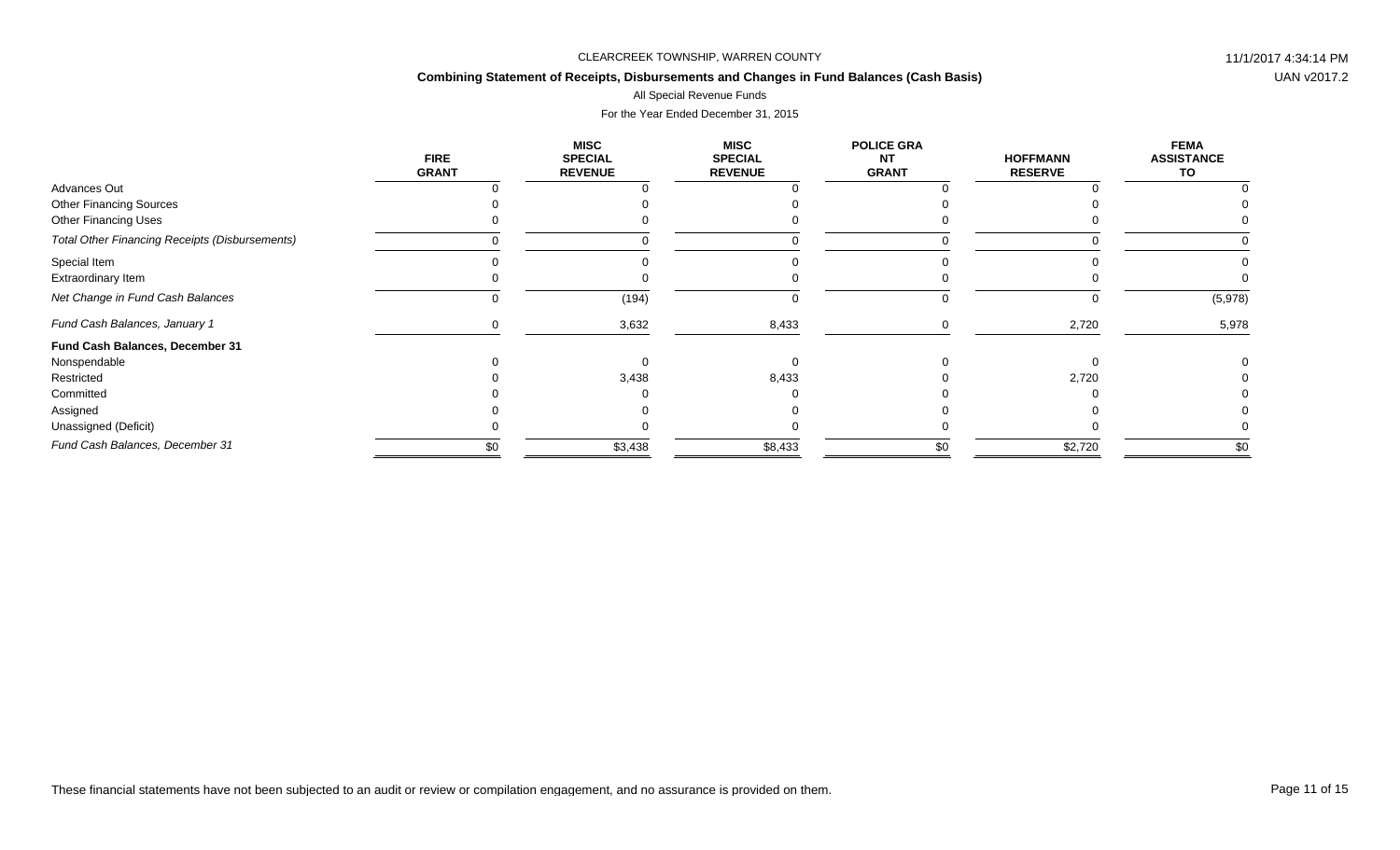CLEARCREEK TOWNSHIP, WARREN COUNTY

**Combining Statement of Receipts, Disbursements and Changes in Fund Balances (Cash Basis)**

All Special Revenue Funds

For the Year Ended December 31, 2015

| | FIRE GRANT | MISC SPECIAL REVENUE | MISC SPECIAL REVENUE | POLICE GRANT GRANT | HOFFMANN RESERVE | FEMA ASSISTANCE TO |
|---|---|---|---|---|---|---|
| Advances Out | 0 | 0 | 0 | 0 | 0 | 0 |
| Other Financing Sources | 0 | 0 | 0 | 0 | 0 | 0 |
| Other Financing Uses | 0 | 0 | 0 | 0 | 0 | 0 |
| *Total Other Financing Receipts (Disbursements)* | 0 | 0 | 0 | 0 | 0 | 0 |
| Special Item | 0 | 0 | 0 | 0 | 0 | 0 |
| Extraordinary Item | 0 | 0 | 0 | 0 | 0 | 0 |
| *Net Change in Fund Cash Balances* | 0 | (194) | 0 | 0 | 0 | (5,978) |
| *Fund Cash Balances, January 1* | 0 | 3,632 | 8,433 | 0 | 2,720 | 5,978 |
| **Fund Cash Balances, December 31** | | | | | | |
| Nonspendable | 0 | 0 | 0 | 0 | 0 | 0 |
| Restricted | 0 | 3,438 | 8,433 | 0 | 2,720 | 0 |
| Committed | 0 | 0 | 0 | 0 | 0 | 0 |
| Assigned | 0 | 0 | 0 | 0 | 0 | 0 |
| Unassigned (Deficit) | 0 | 0 | 0 | 0 | 0 | 0 |
| *Fund Cash Balances, December 31* | $0 | $3,438 | $8,433 | $0 | $2,720 | $0 |

These financial statements have not been subjected to an audit or review or compilation engagement, and no assurance is provided on them.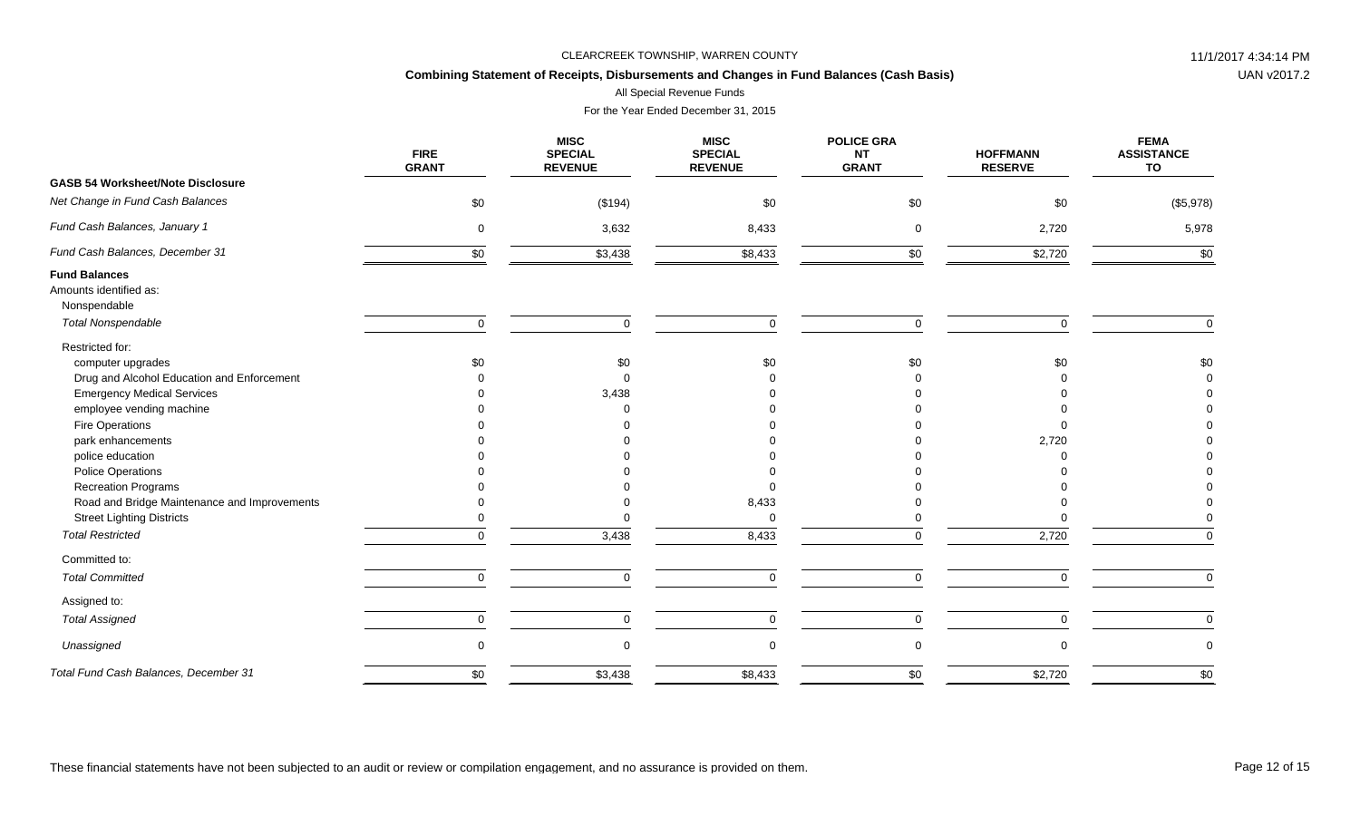CLEARCREEK TOWNSHIP, WARREN COUNTY

**Combining Statement of Receipts, Disbursements and Changes in Fund Balances (Cash Basis)**

All Special Revenue Funds

For the Year Ended December 31, 2015

| | FIRE GRANT | MISC SPECIAL REVENUE | MISC SPECIAL REVENUE | POLICE GRANT GRANT | HOFFMANN RESERVE | FEMA ASSISTANCE TO |
|---|---|---|---|---|---|---|
| **GASB 54 Worksheet/Note Disclosure** | | | | | | |
| *Net Change in Fund Cash Balances* | $0 | ($194) | $0 | $0 | $0 | ($5,978) |
| *Fund Cash Balances, January 1* | 0 | 3,632 | 8,433 | 0 | 2,720 | 5,978 |
| *Fund Cash Balances, December 31* | $0 | $3,438 | $8,433 | $0 | $2,720 | $0 |
| **Fund Balances** | | | | | | |
| Amounts identified as: | | | | | | |
| Nonspendable | | | | | | |
| *Total Nonspendable* | 0 | 0 | 0 | 0 | 0 | 0 |
| Restricted for: | | | | | | |
| computer upgrades | $0 | $0 | $0 | $0 | $0 | $0 |
| Drug and Alcohol Education and Enforcement | 0 | 0 | 0 | 0 | 0 | 0 |
| Emergency Medical Services | 0 | 3,438 | 0 | 0 | 0 | 0 |
| employee vending machine | 0 | 0 | 0 | 0 | 0 | 0 |
| Fire Operations | 0 | 0 | 0 | 0 | 0 | 0 |
| park enhancements | 0 | 0 | 0 | 0 | 2,720 | 0 |
| police education | 0 | 0 | 0 | 0 | 0 | 0 |
| Police Operations | 0 | 0 | 0 | 0 | 0 | 0 |
| Recreation Programs | 0 | 0 | 0 | 0 | 0 | 0 |
| Road and Bridge Maintenance and Improvements | 0 | 0 | 8,433 | 0 | 0 | 0 |
| Street Lighting Districts | 0 | 0 | 0 | 0 | 0 | 0 |
| *Total Restricted* | 0 | 3,438 | 8,433 | 0 | 2,720 | 0 |
| Committed to: | | | | | | |
| *Total Committed* | 0 | 0 | 0 | 0 | 0 | 0 |
| Assigned to: | | | | | | |
| *Total Assigned* | 0 | 0 | 0 | 0 | 0 | 0 |
| *Unassigned* | 0 | 0 | 0 | 0 | 0 | 0 |
| *Total Fund Cash Balances, December 31* | $0 | $3,438 | $8,433 | $0 | $2,720 | $0 |

These financial statements have not been subjected to an audit or review or compilation engagement, and no assurance is provided on them.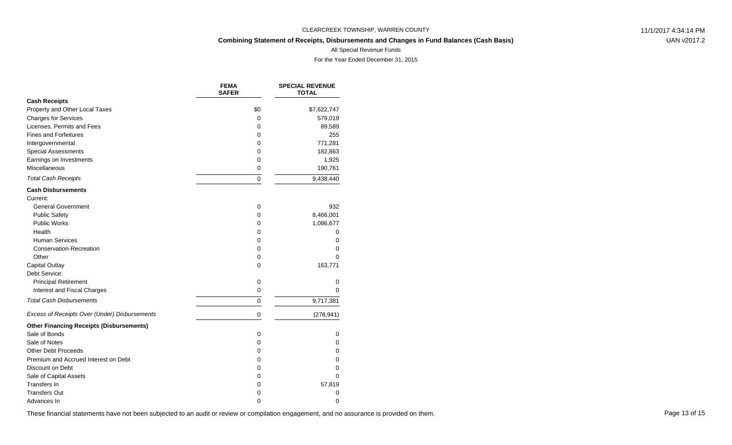CLEARCREEK TOWNSHIP, WARREN COUNTY

**Combining Statement of Receipts, Disbursements and Changes in Fund Balances (Cash Basis)**

All Special Revenue Funds

For the Year Ended December 31, 2015

| | FEMA SAFER | SPECIAL REVENUE TOTAL |
|---|---|---|
| **Cash Receipts** | | |
| Property and Other Local Taxes | $0 | $7,622,747 |
| Charges for Services | 0 | 579,019 |
| Licenses, Permits and Fees | 0 | 89,589 |
| Fines and Forfeitures | 0 | 255 |
| Intergovernmental | 0 | 771,281 |
| Special Assessments | 0 | 182,863 |
| Earnings on Investments | 0 | 1,925 |
| Miscellaneous | 0 | 190,761 |
| *Total Cash Receipts* | 0 | 9,438,440 |
| **Cash Disbursements** | | |
| Current: | | |
| General Government | 0 | 932 |
| Public Safety | 0 | 8,466,001 |
| Public Works | 0 | 1,086,677 |
| Health | 0 | 0 |
| Human Services | 0 | 0 |
| Conservation-Recreation | 0 | 0 |
| Other | 0 | 0 |
| Capital Outlay | 0 | 163,771 |
| Debt Service: | | |
| Principal Retirement | 0 | 0 |
| Interest and Fiscal Charges | 0 | 0 |
| *Total Cash Disbursements* | 0 | 9,717,381 |
| *Excess of Receipts Over (Under) Disbursements* | 0 | (278,941) |
| **Other Financing Receipts (Disbursements)** | | |
| Sale of Bonds | 0 | 0 |
| Sale of Notes | 0 | 0 |
| Other Debt Proceeds | 0 | 0 |
| Premium and Accrued Interest on Debt | 0 | 0 |
| Discount on Debt | 0 | 0 |
| Sale of Capital Assets | 0 | 0 |
| Transfers In | 0 | 57,819 |
| Transfers Out | 0 | 0 |
| Advances In | 0 | 0 |

These financial statements have not been subjected to an audit or review or compilation engagement, and no assurance is provided on them.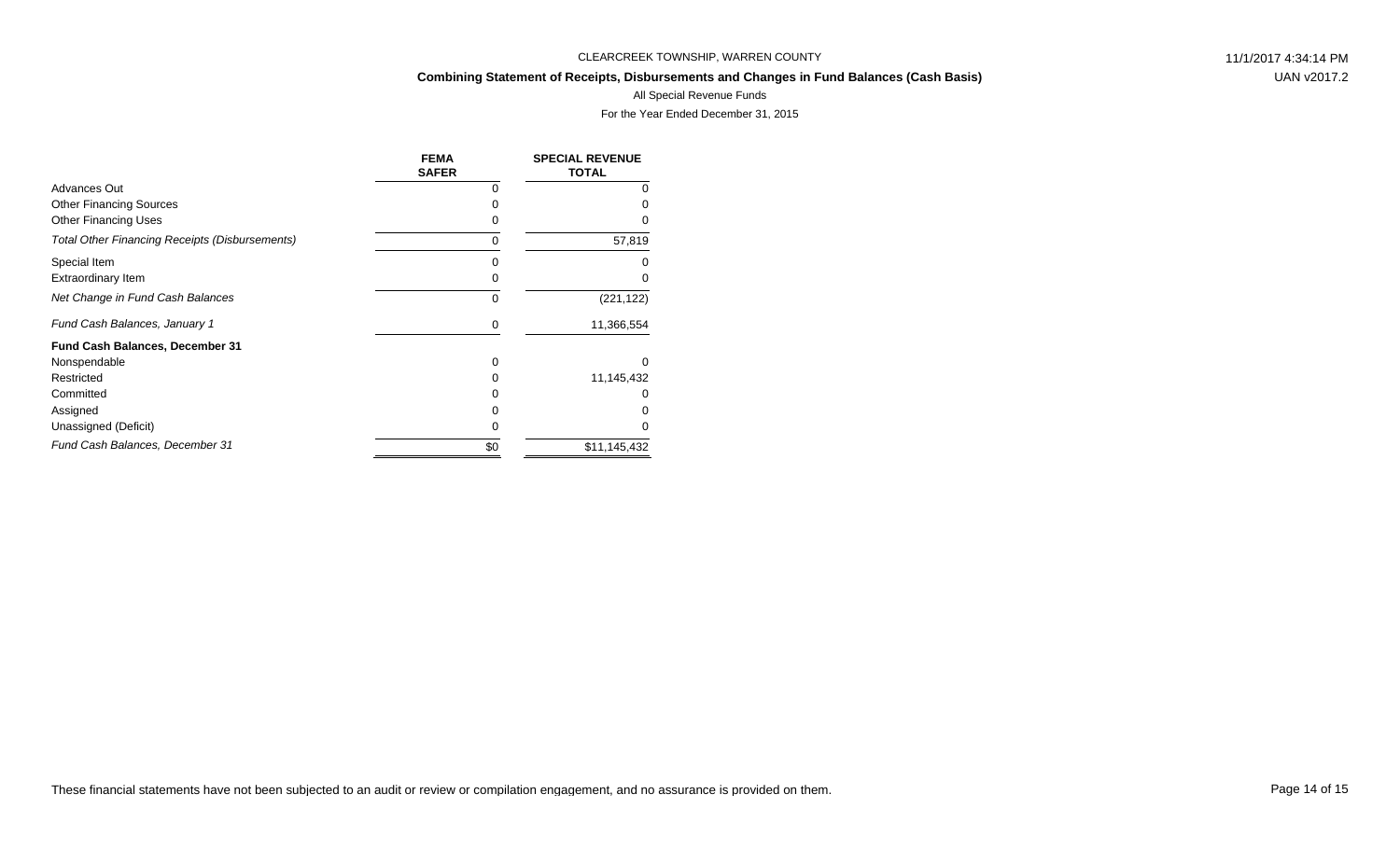CLEARCREEK TOWNSHIP, WARREN COUNTY

**Combining Statement of Receipts, Disbursements and Changes in Fund Balances (Cash Basis)**

All Special Revenue Funds

For the Year Ended December 31, 2015

| | **FEMA SAFER** | **SPECIAL REVENUE TOTAL** |
|---|---:|---:|
| Advances Out | 0 | 0 |
| Other Financing Sources | 0 | 0 |
| Other Financing Uses | 0 | 0 |
| *Total Other Financing Receipts (Disbursements)* | 0 | 57,819 |
| Special Item | 0 | 0 |
| Extraordinary Item | 0 | 0 |
| *Net Change in Fund Cash Balances* | 0 | (221,122) |
| *Fund Cash Balances, January 1* | 0 | 11,366,554 |
| **Fund Cash Balances, December 31** | | |
| Nonspendable | 0 | 0 |
| Restricted | 0 | 11,145,432 |
| Committed | 0 | 0 |
| Assigned | 0 | 0 |
| Unassigned (Deficit) | 0 | 0 |
| *Fund Cash Balances, December 31* | $0 | $11,145,432 |

These financial statements have not been subjected to an audit or review or compilation engagement, and no assurance is provided on them.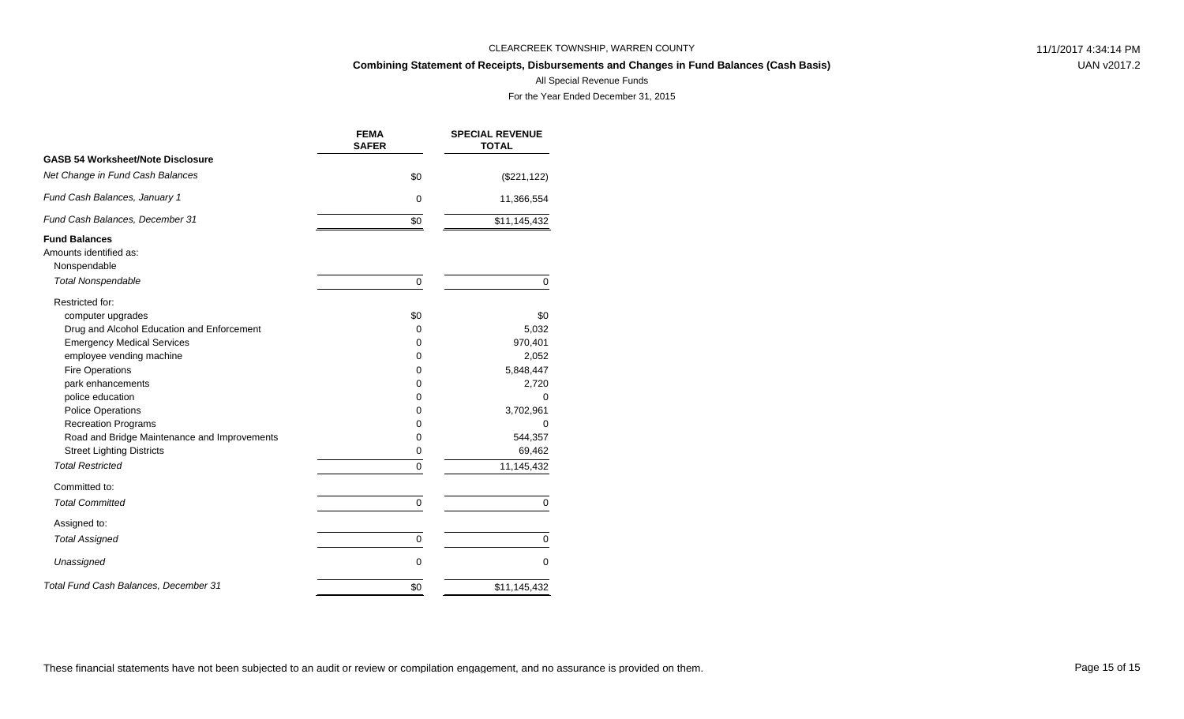CLEARCREEK TOWNSHIP, WARREN COUNTY

**Combining Statement of Receipts, Disbursements and Changes in Fund Balances (Cash Basis)**

All Special Revenue Funds

For the Year Ended December 31, 2015

| | FEMA SAFER | SPECIAL REVENUE TOTAL |
|---|---|---|
| **GASB 54 Worksheet/Note Disclosure** | | |
| *Net Change in Fund Cash Balances* | $0 | ($221,122) |
| *Fund Cash Balances, January 1* | 0 | 11,366,554 |
| *Fund Cash Balances, December 31* | $0 | $11,145,432 |
| **Fund Balances** | | |
| Amounts identified as: | | |
| Nonspendable | | |
| *Total Nonspendable* | 0 | 0 |
| Restricted for: | | |
| computer upgrades | $0 | $0 |
| Drug and Alcohol Education and Enforcement | 0 | 5,032 |
| Emergency Medical Services | 0 | 970,401 |
| employee vending machine | 0 | 2,052 |
| Fire Operations | 0 | 5,848,447 |
| park enhancements | 0 | 2,720 |
| police education | 0 | 0 |
| Police Operations | 0 | 3,702,961 |
| Recreation Programs | 0 | 0 |
| Road and Bridge Maintenance and Improvements | 0 | 544,357 |
| Street Lighting Districts | 0 | 69,462 |
| *Total Restricted* | 0 | 11,145,432 |
| Committed to: | | |
| *Total Committed* | 0 | 0 |
| Assigned to: | | |
| *Total Assigned* | 0 | 0 |
| *Unassigned* | 0 | 0 |
| *Total Fund Cash Balances, December 31* | $0 | $11,145,432 |

These financial statements have not been subjected to an audit or review or compilation engagement, and no assurance is provided on them.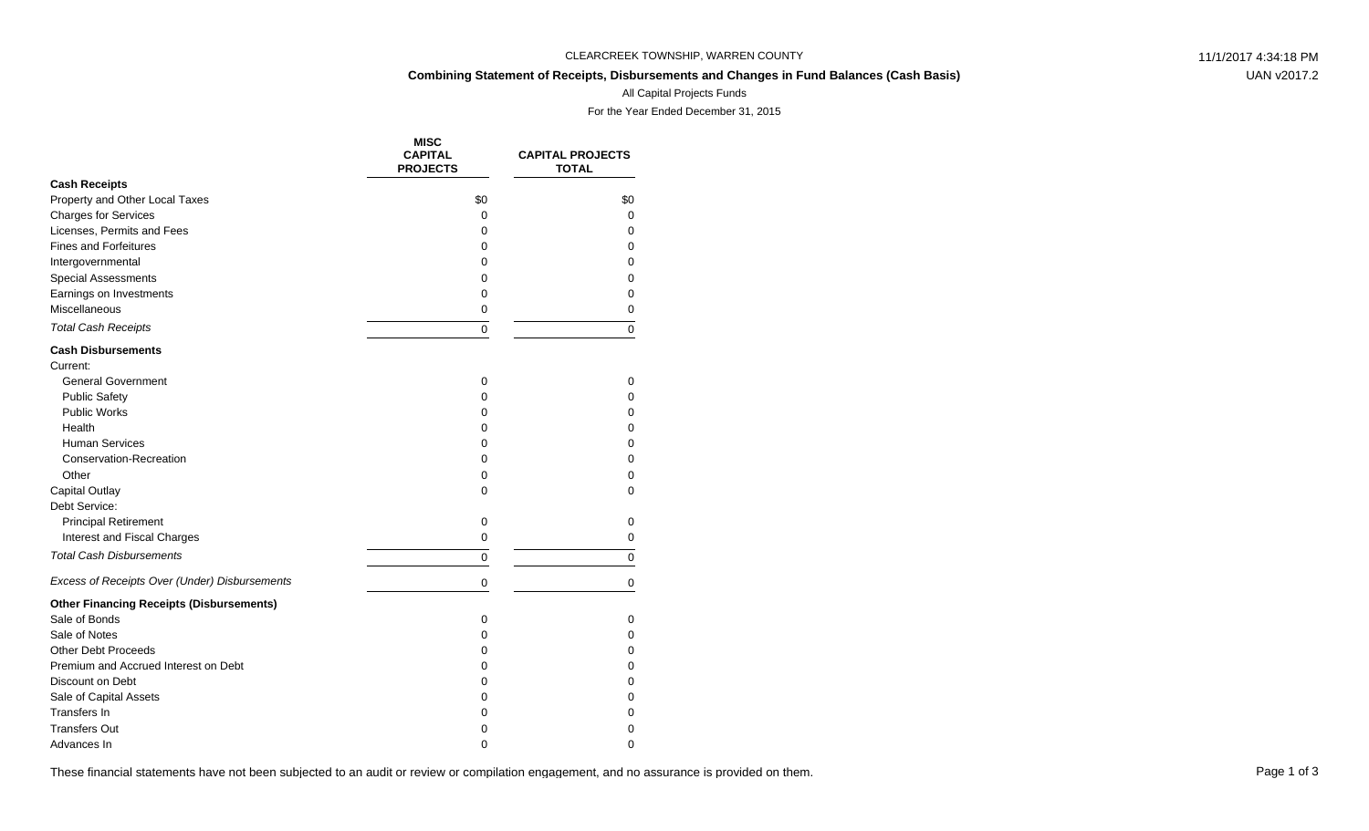CLEARCREEK TOWNSHIP, WARREN COUNTY

**Combining Statement of Receipts, Disbursements and Changes in Fund Balances (Cash Basis)**

All Capital Projects Funds

For the Year Ended December 31, 2015

| | MISC CAPITAL PROJECTS | CAPITAL PROJECTS TOTAL |
|---|---|---|
| **Cash Receipts** | | |
| Property and Other Local Taxes | $0 | $0 |
| Charges for Services | 0 | 0 |
| Licenses, Permits and Fees | 0 | 0 |
| Fines and Forfeitures | 0 | 0 |
| Intergovernmental | 0 | 0 |
| Special Assessments | 0 | 0 |
| Earnings on Investments | 0 | 0 |
| Miscellaneous | 0 | 0 |
| *Total Cash Receipts* | 0 | 0 |
| **Cash Disbursements** | | |
| Current: | | |
| General Government | 0 | 0 |
| Public Safety | 0 | 0 |
| Public Works | 0 | 0 |
| Health | 0 | 0 |
| Human Services | 0 | 0 |
| Conservation-Recreation | 0 | 0 |
| Other | 0 | 0 |
| Capital Outlay | 0 | 0 |
| Debt Service: | | |
| Principal Retirement | 0 | 0 |
| Interest and Fiscal Charges | 0 | 0 |
| *Total Cash Disbursements* | 0 | 0 |
| *Excess of Receipts Over (Under) Disbursements* | 0 | 0 |
| **Other Financing Receipts (Disbursements)** | | |
| Sale of Bonds | 0 | 0 |
| Sale of Notes | 0 | 0 |
| Other Debt Proceeds | 0 | 0 |
| Premium and Accrued Interest on Debt | 0 | 0 |
| Discount on Debt | 0 | 0 |
| Sale of Capital Assets | 0 | 0 |
| Transfers In | 0 | 0 |
| Transfers Out | 0 | 0 |
| Advances In | 0 | 0 |

These financial statements have not been subjected to an audit or review or compilation engagement, and no assurance is provided on them.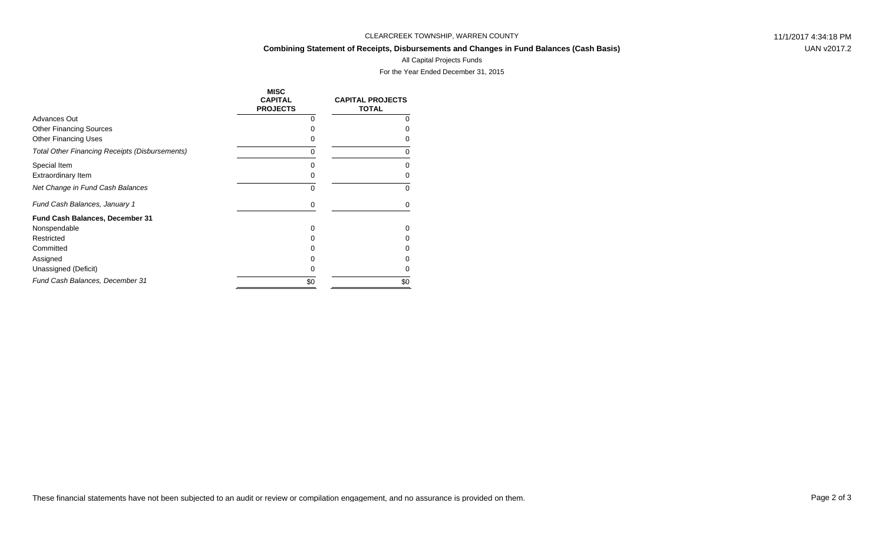CLEARCREEK TOWNSHIP, WARREN COUNTY

**Combining Statement of Receipts, Disbursements and Changes in Fund Balances (Cash Basis)**

All Capital Projects Funds

For the Year Ended December 31, 2015

| | MISC CAPITAL PROJECTS | CAPITAL PROJECTS TOTAL |
|---|---|---|
| Advances Out | 0 | 0 |
| Other Financing Sources | 0 | 0 |
| Other Financing Uses | 0 | 0 |
| *Total Other Financing Receipts (Disbursements)* | 0 | 0 |
| Special Item | 0 | 0 |
| Extraordinary Item | 0 | 0 |
| *Net Change in Fund Cash Balances* | 0 | 0 |
| *Fund Cash Balances, January 1* | 0 | 0 |
| **Fund Cash Balances, December 31** | | |
| Nonspendable | 0 | 0 |
| Restricted | 0 | 0 |
| Committed | 0 | 0 |
| Assigned | 0 | 0 |
| Unassigned (Deficit) | 0 | 0 |
| *Fund Cash Balances, December 31* | $0 | $0 |

These financial statements have not been subjected to an audit or review or compilation engagement, and no assurance is provided on them.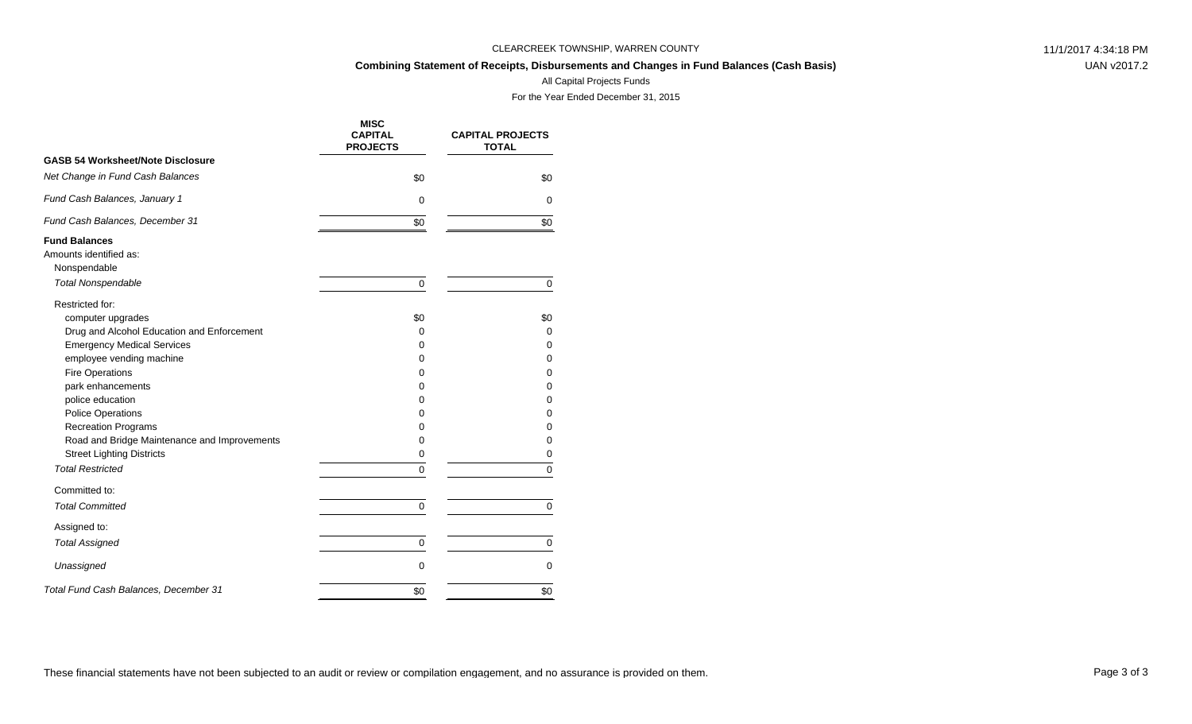CLEARCREEK TOWNSHIP, WARREN COUNTY

**Combining Statement of Receipts, Disbursements and Changes in Fund Balances (Cash Basis)**

All Capital Projects Funds

For the Year Ended December 31, 2015

| | MISC CAPITAL PROJECTS | CAPITAL PROJECTS TOTAL |
|---|---|---|
| **GASB 54 Worksheet/Note Disclosure** | | |
| *Net Change in Fund Cash Balances* | $0 | $0 |
| *Fund Cash Balances, January 1* | 0 | 0 |
| *Fund Cash Balances, December 31* | $0 | $0 |
| **Fund Balances** | | |
| Amounts identified as: | | |
| Nonspendable | | |
| *Total Nonspendable* | 0 | 0 |
| Restricted for: | | |
| computer upgrades | $0 | $0 |
| Drug and Alcohol Education and Enforcement | 0 | 0 |
| Emergency Medical Services | 0 | 0 |
| employee vending machine | 0 | 0 |
| Fire Operations | 0 | 0 |
| park enhancements | 0 | 0 |
| police education | 0 | 0 |
| Police Operations | 0 | 0 |
| Recreation Programs | 0 | 0 |
| Road and Bridge Maintenance and Improvements | 0 | 0 |
| Street Lighting Districts | 0 | 0 |
| *Total Restricted* | 0 | 0 |
| Committed to: | | |
| *Total Committed* | 0 | 0 |
| Assigned to: | | |
| *Total Assigned* | 0 | 0 |
| *Unassigned* | 0 | 0 |
| *Total Fund Cash Balances, December 31* | $0 | $0 |

These financial statements have not been subjected to an audit or review or compilation engagement, and no assurance is provided on them.